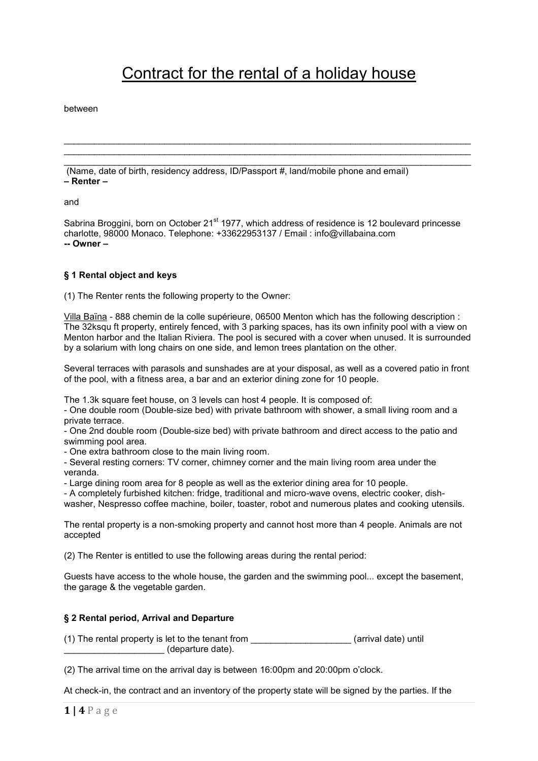# Contract for the rental of a holiday house

between

\_\_\_\_\_\_\_\_\_\_\_\_\_\_\_\_\_\_\_\_\_\_\_\_\_\_\_\_\_\_\_\_\_\_\_\_\_\_\_\_\_\_\_\_\_\_\_\_\_\_\_\_\_\_\_\_\_\_\_\_\_\_\_\_\_\_\_\_\_\_\_\_\_\_\_\_\_\_
\_\_\_\_\_\_\_\_\_\_\_\_\_\_\_\_\_\_\_\_\_\_\_\_\_\_\_\_\_\_\_\_\_\_\_\_\_\_\_\_\_\_\_\_\_\_\_\_\_\_\_\_\_\_\_\_\_\_\_\_\_\_\_\_\_\_\_\_\_\_\_\_\_\_\_\_\_\_
\_\_\_\_\_\_\_\_\_\_\_\_\_\_\_\_\_\_\_\_\_\_\_\_\_\_\_\_\_\_\_\_\_\_\_\_\_\_\_\_\_\_\_\_\_\_\_\_\_\_\_\_\_\_\_\_\_\_\_\_\_\_\_\_\_\_\_\_\_\_\_\_\_\_\_\_\_\_

(Name, date of birth, residency address, ID/Passport #, land/mobile phone and email)
**– Renter –**

and

Sabrina Broggini, born on October 21st 1977, which address of residence is 12 boulevard princesse charlotte, 98000 Monaco. Telephone: +33622953137 / Email : info@villabaina.com
**-- Owner –**

### § 1 Rental object and keys

(1) The Renter rents the following property to the Owner:

Villa Baïna - 888 chemin de la colle supérieure, 06500 Menton which has the following description : The 32ksqu ft property, entirely fenced, with 3 parking spaces, has its own infinity pool with a view on Menton harbor and the Italian Riviera. The pool is secured with a cover when unused. It is surrounded by a solarium with long chairs on one side, and lemon trees plantation on the other.

Several terraces with parasols and sunshades are at your disposal, as well as a covered patio in front of the pool, with a fitness area, a bar and an exterior dining zone for 10 people.

The 1.3k square feet house, on 3 levels can host 4 people. It is composed of:

- One double room (Double-size bed) with private bathroom with shower, a small living room and a private terrace.
- One 2nd double room (Double-size bed) with private bathroom and direct access to the patio and swimming pool area.
- One extra bathroom close to the main living room.
- Several resting corners: TV corner, chimney corner and the main living room area under the veranda.
- Large dining room area for 8 people as well as the exterior dining area for 10 people.
- A completely furbished kitchen: fridge, traditional and micro-wave ovens, electric cooker, dish-washer, Nespresso coffee machine, boiler, toaster, robot and numerous plates and cooking utensils.

The rental property is a non-smoking property and cannot host more than 4 people. Animals are not accepted

(2) The Renter is entitled to use the following areas during the rental period:

Guests have access to the whole house, the garden and the swimming pool... except the basement, the garage & the vegetable garden.

### § 2 Rental period, Arrival and Departure

(1) The rental property is let to the tenant from \_\_\_\_\_\_\_\_\_\_\_\_\_\_\_\_\_\_\_\_ (arrival date) until \_\_\_\_\_\_\_\_\_\_\_\_\_\_\_\_\_\_\_\_ (departure date).

(2) The arrival time on the arrival day is between 16:00pm and 20:00pm o'clock.

At check-in, the contract and an inventory of the property state will be signed by the parties. If the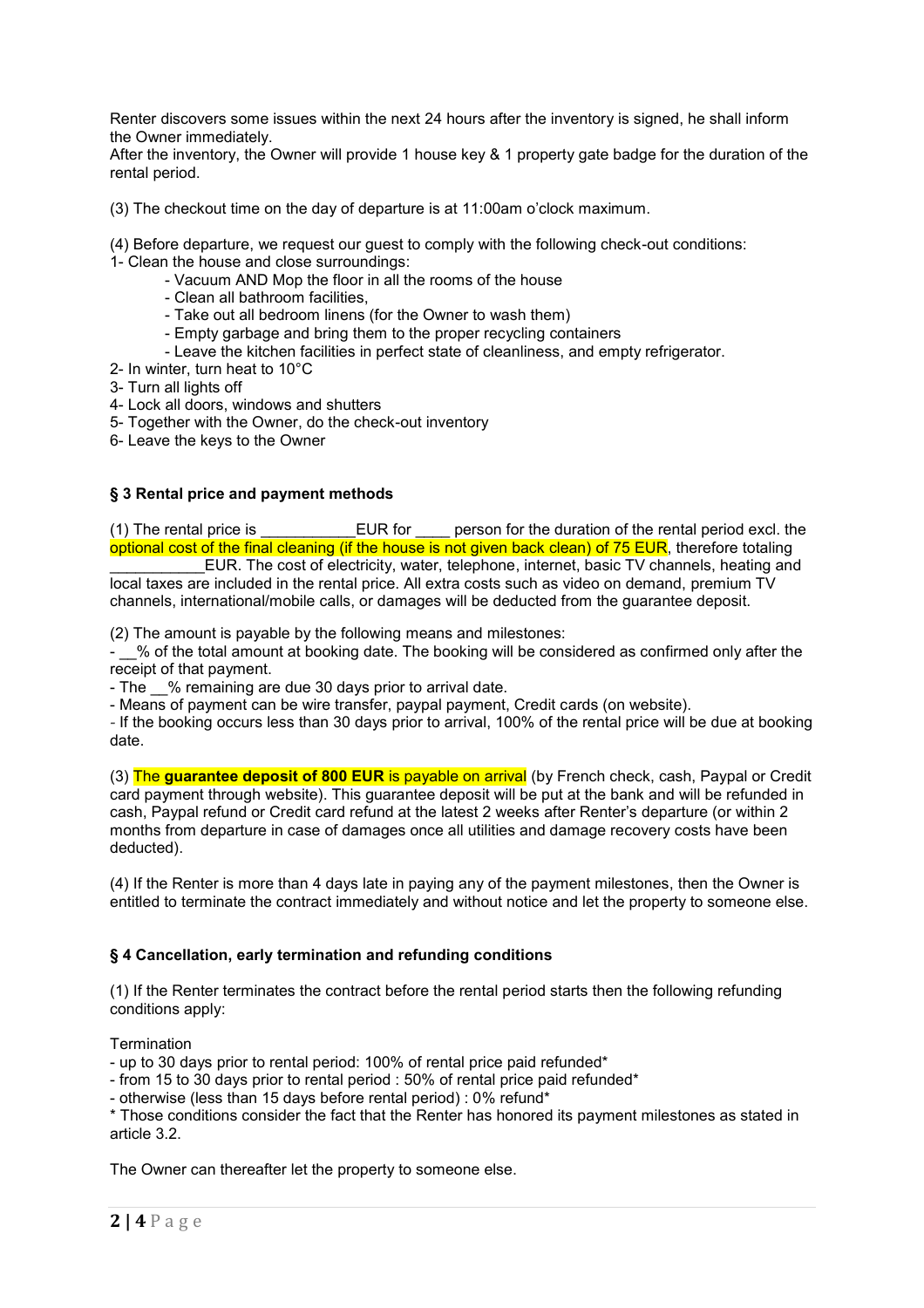Renter discovers some issues within the next 24 hours after the inventory is signed, he shall inform the Owner immediately.
After the inventory, the Owner will provide 1 house key & 1 property gate badge for the duration of the rental period.

(3) The checkout time on the day of departure is at 11:00am o'clock maximum.

(4) Before departure, we request our guest to comply with the following check-out conditions:
1- Clean the house and close surroundings:
- Vacuum AND Mop the floor in all the rooms of the house
- Clean all bathroom facilities,
- Take out all bedroom linens (for the Owner to wash them)
- Empty garbage and bring them to the proper recycling containers
- Leave the kitchen facilities in perfect state of cleanliness, and empty refrigerator.

2- In winter, turn heat to 10°C
3- Turn all lights off
4- Lock all doors, windows and shutters
5- Together with the Owner, do the check-out inventory
6- Leave the keys to the Owner

### § 3 Rental price and payment methods

(1) The rental price is ___________EUR for ____ person for the duration of the rental period excl. the optional cost of the final cleaning (if the house is not given back clean) of 75 EUR, therefore totaling ___________EUR. The cost of electricity, water, telephone, internet, basic TV channels, heating and local taxes are included in the rental price. All extra costs such as video on demand, premium TV channels, international/mobile calls, or damages will be deducted from the guarantee deposit.

(2) The amount is payable by the following means and milestones:
- __% of the total amount at booking date. The booking will be considered as confirmed only after the receipt of that payment.
- The __% remaining are due 30 days prior to arrival date.
- Means of payment can be wire transfer, paypal payment, Credit cards (on website).
- If the booking occurs less than 30 days prior to arrival, 100% of the rental price will be due at booking date.

(3) The **guarantee deposit of 800 EUR** is payable on arrival (by French check, cash, Paypal or Credit card payment through website). This guarantee deposit will be put at the bank and will be refunded in cash, Paypal refund or Credit card refund at the latest 2 weeks after Renter's departure (or within 2 months from departure in case of damages once all utilities and damage recovery costs have been deducted).

(4) If the Renter is more than 4 days late in paying any of the payment milestones, then the Owner is entitled to terminate the contract immediately and without notice and let the property to someone else.

### § 4 Cancellation, early termination and refunding conditions

(1) If the Renter terminates the contract before the rental period starts then the following refunding conditions apply:

Termination
- up to 30 days prior to rental period: 100% of rental price paid refunded*
- from 15 to 30 days prior to rental period : 50% of rental price paid refunded*
- otherwise (less than 15 days before rental period) : 0% refund*

* Those conditions consider the fact that the Renter has honored its payment milestones as stated in article 3.2.

The Owner can thereafter let the property to someone else.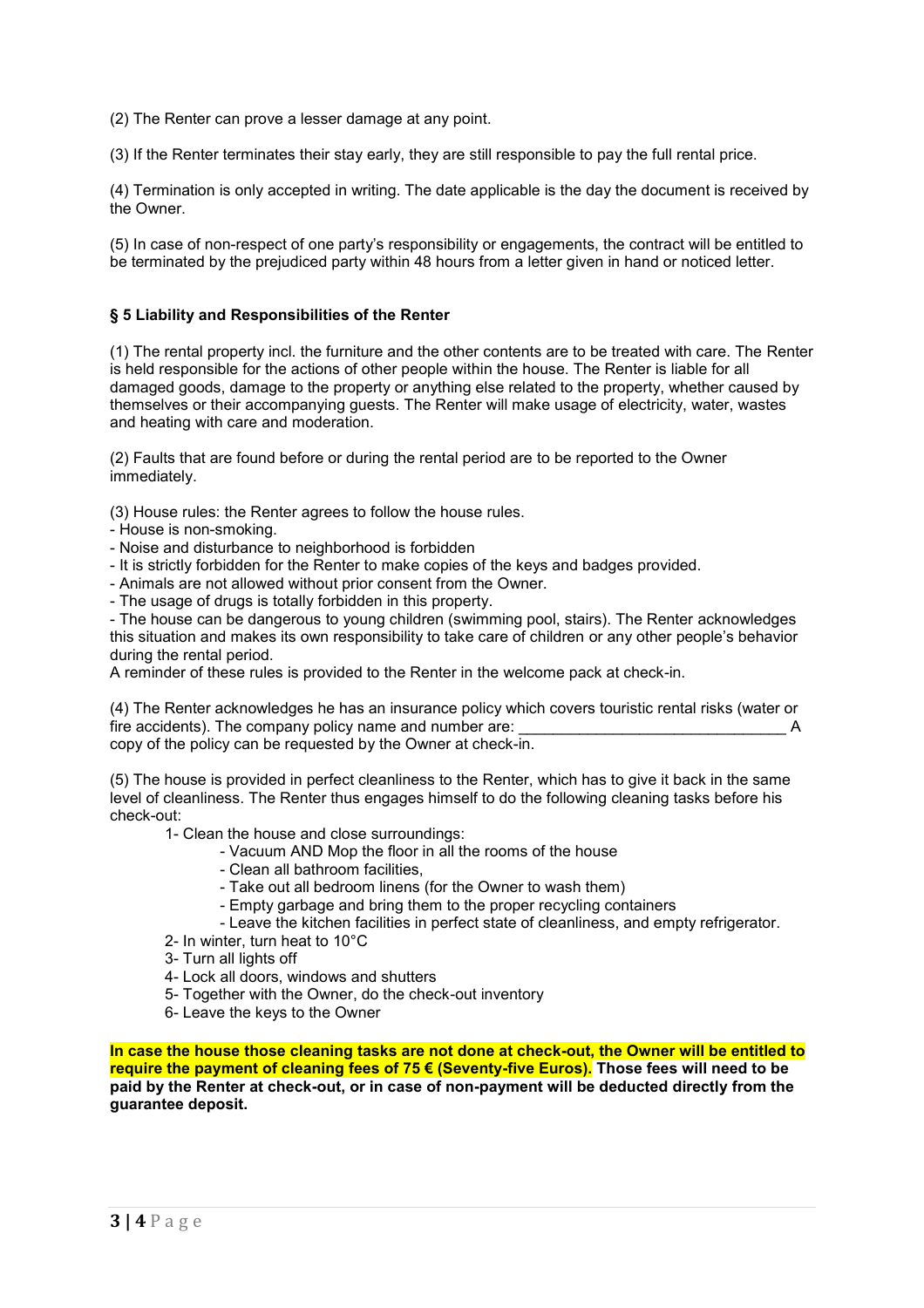(2) The Renter can prove a lesser damage at any point.

(3) If the Renter terminates their stay early, they are still responsible to pay the full rental price.

(4) Termination is only accepted in writing. The date applicable is the day the document is received by the Owner.

(5) In case of non-respect of one party's responsibility or engagements, the contract will be entitled to be terminated by the prejudiced party within 48 hours from a letter given in hand or noticed letter.

### § 5 Liability and Responsibilities of the Renter

(1) The rental property incl. the furniture and the other contents are to be treated with care. The Renter is held responsible for the actions of other people within the house. The Renter is liable for all damaged goods, damage to the property or anything else related to the property, whether caused by themselves or their accompanying guests. The Renter will make usage of electricity, water, wastes and heating with care and moderation.

(2) Faults that are found before or during the rental period are to be reported to the Owner immediately.

(3) House rules: the Renter agrees to follow the house rules.
- House is non-smoking.
- Noise and disturbance to neighborhood is forbidden
- It is strictly forbidden for the Renter to make copies of the keys and badges provided.
- Animals are not allowed without prior consent from the Owner.
- The usage of drugs is totally forbidden in this property.
- The house can be dangerous to young children (swimming pool, stairs). The Renter acknowledges this situation and makes its own responsibility to take care of children or any other people's behavior during the rental period.

A reminder of these rules is provided to the Renter in the welcome pack at check-in.

(4) The Renter acknowledges he has an insurance policy which covers touristic rental risks (water or fire accidents). The company policy name and number are: _______________________________ A copy of the policy can be requested by the Owner at check-in.

(5) The house is provided in perfect cleanliness to the Renter, which has to give it back in the same level of cleanliness. The Renter thus engages himself to do the following cleaning tasks before his check-out:

1- Clean the house and close surroundings:
   - Vacuum AND Mop the floor in all the rooms of the house
   - Clean all bathroom facilities,
   - Take out all bedroom linens (for the Owner to wash them)
   - Empty garbage and bring them to the proper recycling containers
   - Leave the kitchen facilities in perfect state of cleanliness, and empty refrigerator.

2- In winter, turn heat to 10°C

3- Turn all lights off

4- Lock all doors, windows and shutters

5- Together with the Owner, do the check-out inventory

6- Leave the keys to the Owner

**In case the house those cleaning tasks are not done at check-out, the Owner will be entitled to require the payment of cleaning fees of 75 € (Seventy-five Euros). Those fees will need to be paid by the Renter at check-out, or in case of non-payment will be deducted directly from the guarantee deposit.**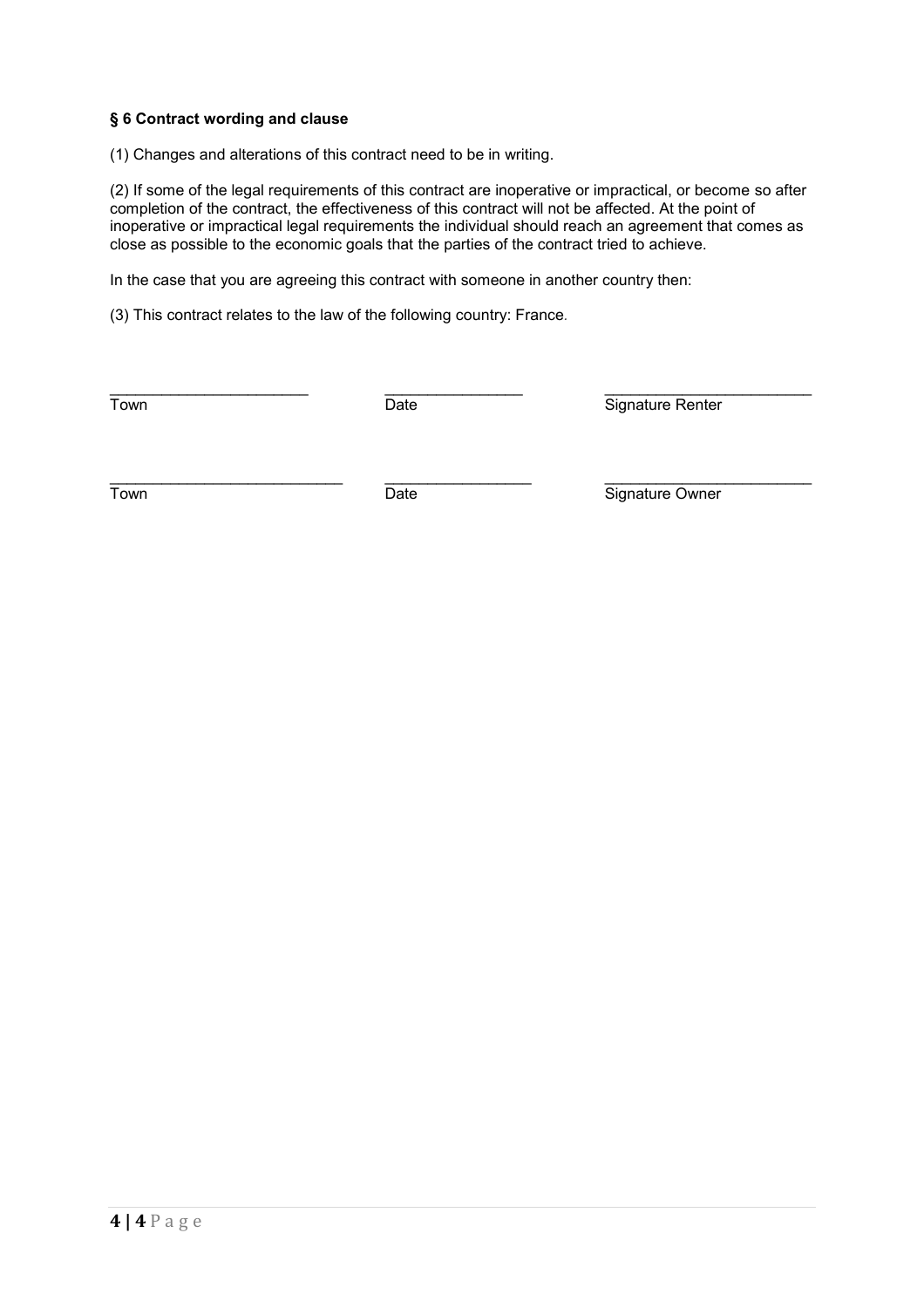**§ 6 Contract wording and clause**

(1) Changes and alterations of this contract need to be in writing.

(2) If some of the legal requirements of this contract are inoperative or impractical, or become so after completion of the contract, the effectiveness of this contract will not be affected. At the point of inoperative or impractical legal requirements the individual should reach an agreement that comes as close as possible to the economic goals that the parties of the contract tried to achieve.

In the case that you are agreeing this contract with someone in another country then:

(3) This contract relates to the law of the following country: France.

| | | |
|---|---|---|
| ________________________ | _________________ | _________________________ |
| Town | Date | Signature Renter |
| ____________________________ | __________________ | _________________________ |
| Town | Date | Signature Owner |